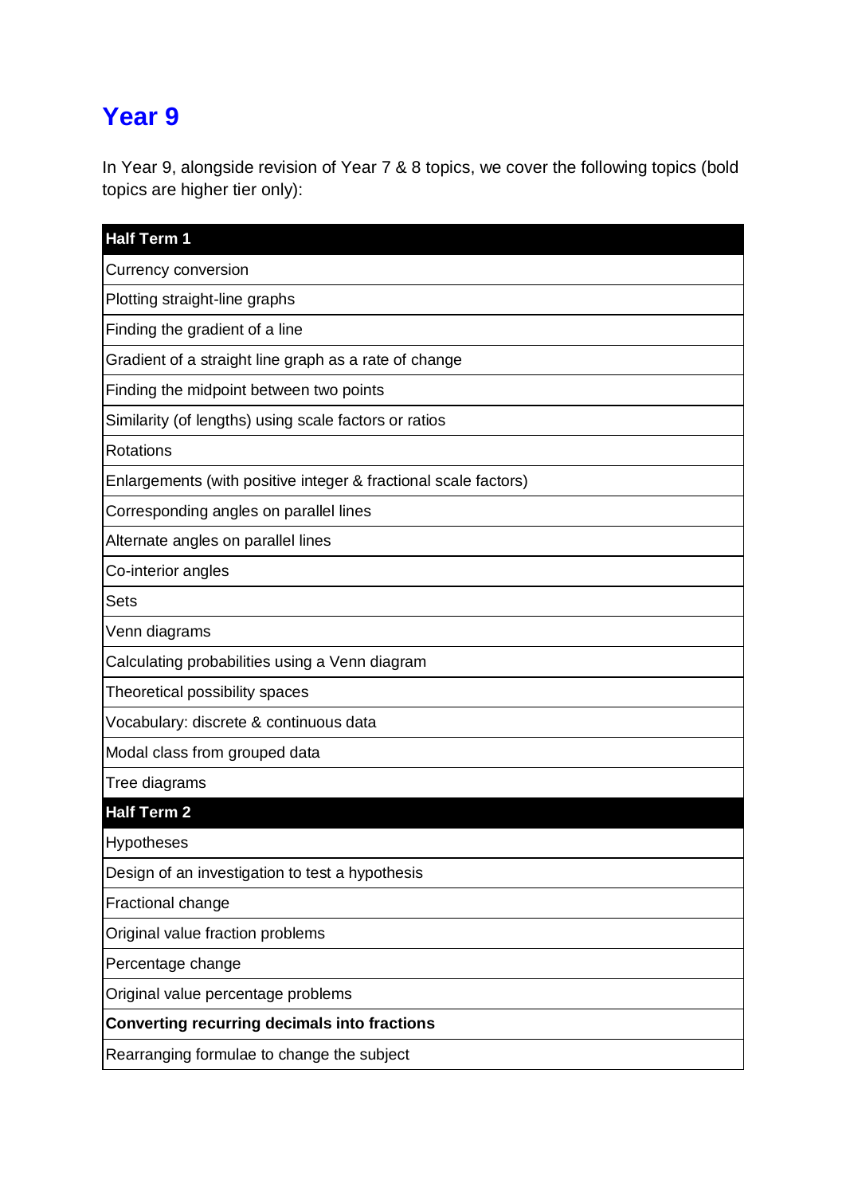# Year 9

In Year 9, alongside revision of Year 7 & 8 topics, we cover the following topics (bold topics are higher tier only):

| **Half Term 1** |
|---|
| Currency conversion |
| Plotting straight-line graphs |
| Finding the gradient of a line |
| Gradient of a straight line graph as a rate of change |
| Finding the midpoint between two points |
| Similarity (of lengths) using scale factors or ratios |
| Rotations |
| Enlargements (with positive integer & fractional scale factors) |
| Corresponding angles on parallel lines |
| Alternate angles on parallel lines |
| Co-interior angles |
| Sets |
| Venn diagrams |
| Calculating probabilities using a Venn diagram |
| Theoretical possibility spaces |
| Vocabulary: discrete & continuous data |
| Modal class from grouped data |
| Tree diagrams |
| **Half Term 2** |
| Hypotheses |
| Design of an investigation to test a hypothesis |
| Fractional change |
| Original value fraction problems |
| Percentage change |
| Original value percentage problems |
| **Converting recurring decimals into fractions** |
| Rearranging formulae to change the subject |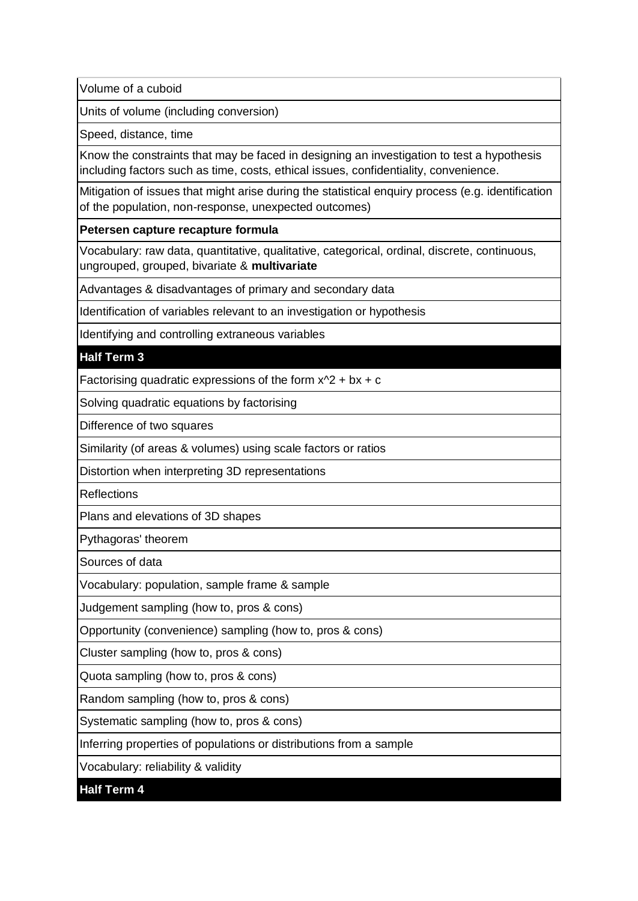| |
|---|
| Volume of a cuboid |
| Units of volume (including conversion) |
| Speed, distance, time |
| Know the constraints that may be faced in designing an investigation to test a hypothesis including factors such as time, costs, ethical issues, confidentiality, convenience. |
| Mitigation of issues that might arise during the statistical enquiry process (e.g. identification of the population, non-response, unexpected outcomes) |
| **Petersen capture recapture formula** |
| Vocabulary: raw data, quantitative, qualitative, categorical, ordinal, discrete, continuous, ungrouped, grouped, bivariate & **multivariate** |
| Advantages & disadvantages of primary and secondary data |
| Identification of variables relevant to an investigation or hypothesis |
| Identifying and controlling extraneous variables |
| **Half Term 3** |
| Factorising quadratic expressions of the form $x^2 + bx + c$ |
| Solving quadratic equations by factorising |
| Difference of two squares |
| Similarity (of areas & volumes) using scale factors or ratios |
| Distortion when interpreting 3D representations |
| Reflections |
| Plans and elevations of 3D shapes |
| Pythagoras' theorem |
| Sources of data |
| Vocabulary: population, sample frame & sample |
| Judgement sampling (how to, pros & cons) |
| Opportunity (convenience) sampling (how to, pros & cons) |
| Cluster sampling (how to, pros & cons) |
| Quota sampling (how to, pros & cons) |
| Random sampling (how to, pros & cons) |
| Systematic sampling (how to, pros & cons) |
| Inferring properties of populations or distributions from a sample |
| Vocabulary: reliability & validity |
| **Half Term 4** |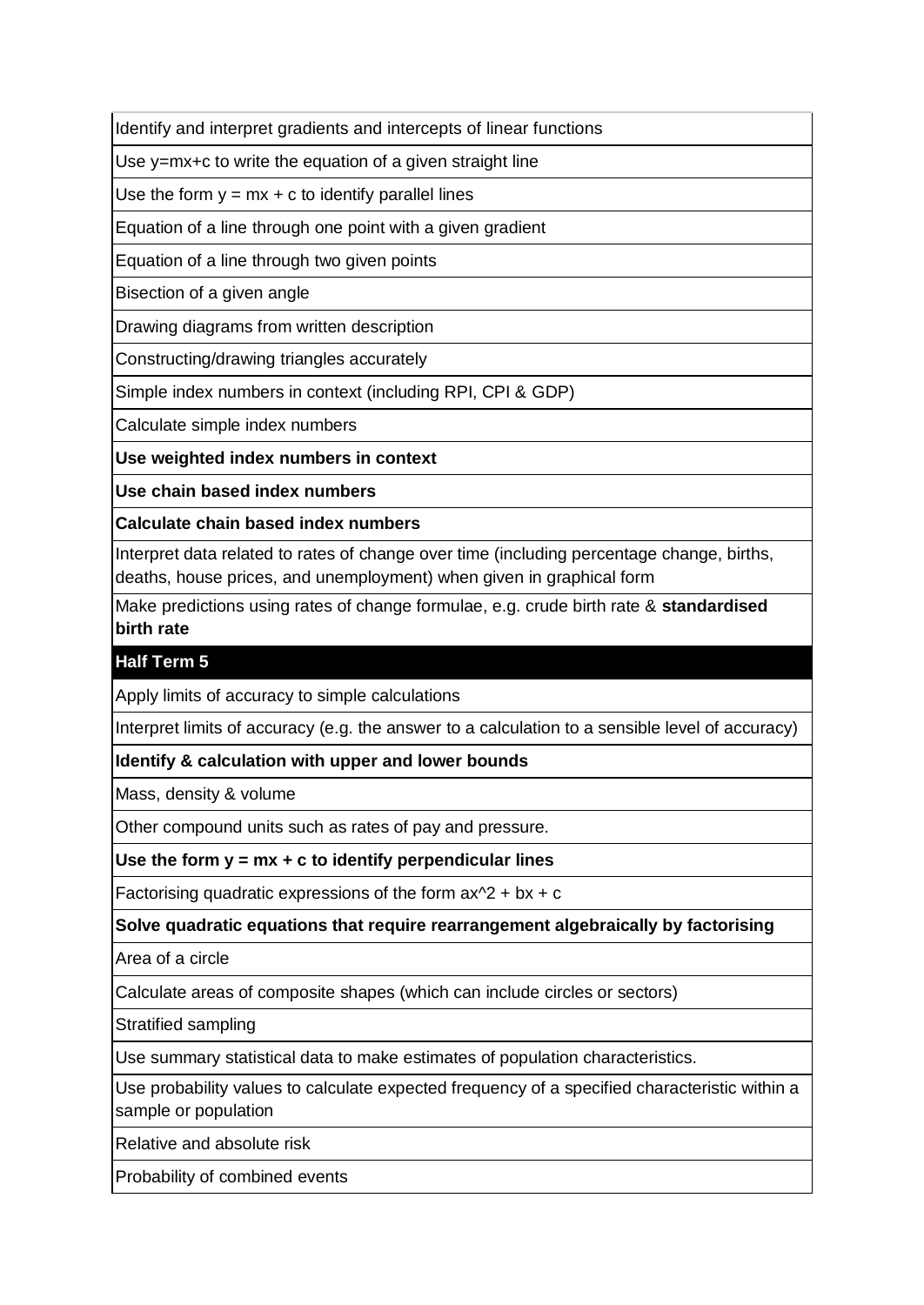| |
|---|
| Identify and interpret gradients and intercepts of linear functions |
| Use $y=mx+c$ to write the equation of a given straight line |
| Use the form $y = mx + c$ to identify parallel lines |
| Equation of a line through one point with a given gradient |
| Equation of a line through two given points |
| Bisection of a given angle |
| Drawing diagrams from written description |
| Constructing/drawing triangles accurately |
| Simple index numbers in context (including RPI, CPI & GDP) |
| Calculate simple index numbers |
| **Use weighted index numbers in context** |
| **Use chain based index numbers** |
| **Calculate chain based index numbers** |
| Interpret data related to rates of change over time (including percentage change, births, deaths, house prices, and unemployment) when given in graphical form |
| Make predictions using rates of change formulae, e.g. crude birth rate & **standardised birth rate** |
| **Half Term 5** |
| Apply limits of accuracy to simple calculations |
| Interpret limits of accuracy (e.g. the answer to a calculation to a sensible level of accuracy) |
| **Identify & calculation with upper and lower bounds** |
| Mass, density & volume |
| Other compound units such as rates of pay and pressure. |
| **Use the form $y = mx + c$ to identify perpendicular lines** |
| Factorising quadratic expressions of the form $ax^2 + bx + c$ |
| **Solve quadratic equations that require rearrangement algebraically by factorising** |
| Area of a circle |
| Calculate areas of composite shapes (which can include circles or sectors) |
| Stratified sampling |
| Use summary statistical data to make estimates of population characteristics. |
| Use probability values to calculate expected frequency of a specified characteristic within a sample or population |
| Relative and absolute risk |
| Probability of combined events |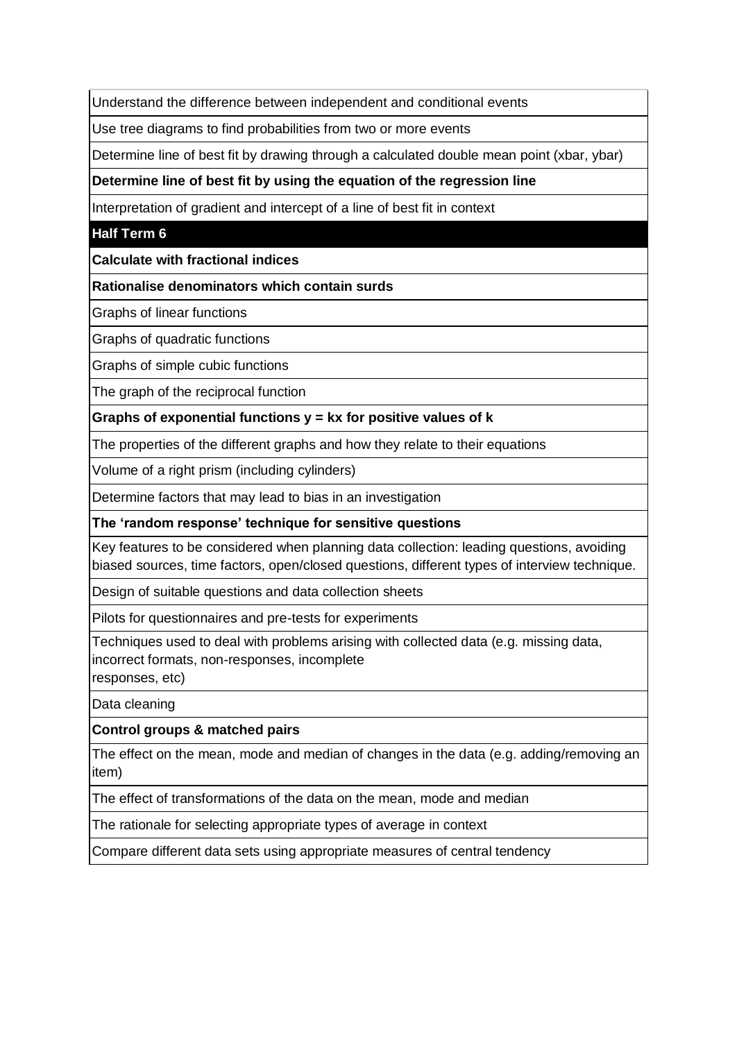| |
|---|
| Understand the difference between independent and conditional events |
| Use tree diagrams to find probabilities from two or more events |
| Determine line of best fit by drawing through a calculated double mean point (xbar, ybar) |
| **Determine line of best fit by using the equation of the regression line** |
| Interpretation of gradient and intercept of a line of best fit in context |
| **Half Term 6** |
| **Calculate with fractional indices** |
| **Rationalise denominators which contain surds** |
| Graphs of linear functions |
| Graphs of quadratic functions |
| Graphs of simple cubic functions |
| The graph of the reciprocal function |
| **Graphs of exponential functions y = kx for positive values of k** |
| The properties of the different graphs and how they relate to their equations |
| Volume of a right prism (including cylinders) |
| Determine factors that may lead to bias in an investigation |
| **The 'random response' technique for sensitive questions** |
| Key features to be considered when planning data collection: leading questions, avoiding biased sources, time factors, open/closed questions, different types of interview technique. |
| Design of suitable questions and data collection sheets |
| Pilots for questionnaires and pre-tests for experiments |
| Techniques used to deal with problems arising with collected data (e.g. missing data, incorrect formats, non-responses, incomplete responses, etc) |
| Data cleaning |
| **Control groups & matched pairs** |
| The effect on the mean, mode and median of changes in the data (e.g. adding/removing an item) |
| The effect of transformations of the data on the mean, mode and median |
| The rationale for selecting appropriate types of average in context |
| Compare different data sets using appropriate measures of central tendency |